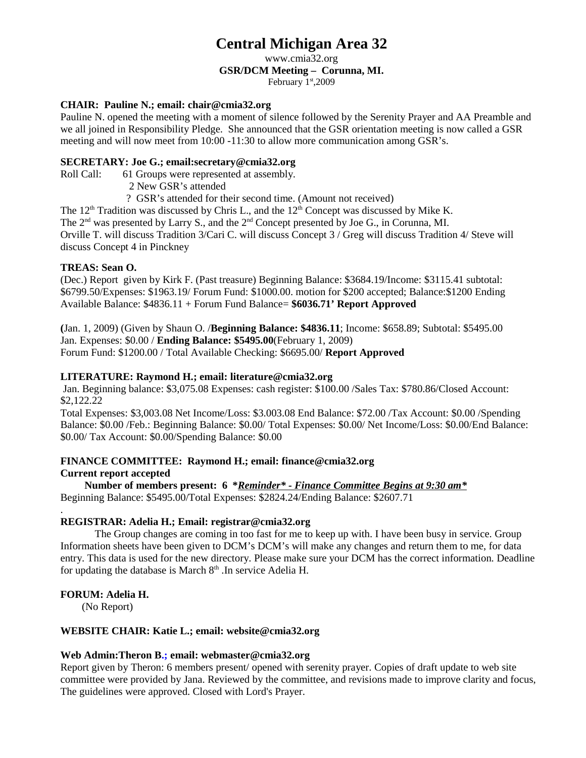# Central Michigan Area 32

www.cmia32.org

**GSR/DCM Meeting – Corunna, MI.**

February 1st,2009

**CHAIR: Pauline N.; email: chair@cmia32.org**

Pauline N. opened the meeting with a moment of silence followed by the Serenity Prayer and AA Preamble and we all joined in Responsibility Pledge. She announced that the GSR orientation meeting is now called a GSR meeting and will now meet from 10:00 -11:30 to allow more communication among GSR's.

**SECRETARY: Joe G.; email:secretary@cmia32.org**

Roll Call: 61 Groups were represented at assembly.

2 New GSR's attended

? GSR's attended for their second time. (Amount not received)

The 12th Tradition was discussed by Chris L., and the 12th Concept was discussed by Mike K.

The 2nd was presented by Larry S., and the 2nd Concept presented by Joe G., in Corunna, MI.

Orville T. will discuss Tradition 3/Cari C. will discuss Concept 3 / Greg will discuss Tradition 4/ Steve will discuss Concept 4 in Pinckney

**TREAS: Sean O.**

(Dec.) Report given by Kirk F. (Past treasure) Beginning Balance: $3684.19/Income: $3115.41 subtotal: $6799.50/Expenses: $1963.19/ Forum Fund: $1000.00. motion for $200 accepted; Balance:$1200 Ending Available Balance: $4836.11 + Forum Fund Balance= **$6036.71' Report Approved**

**(**Jan. 1, 2009) (Given by Shaun O. /**Beginning Balance: $4836.11**; Income: $658.89; Subtotal: $5495.00 Jan. Expenses: $0.00 / **Ending Balance: $5495.00**(February 1, 2009)
Forum Fund: $1200.00 / Total Available Checking: $6695.00/ **Report Approved**

**LITERATURE: Raymond H.; email: literature@cmia32.org**

Jan. Beginning balance: $3,075.08 Expenses: cash register: $100.00 /Sales Tax: $780.86/Closed Account: $2,122.22

Total Expenses: $3,003.08 Net Income/Loss: $3.003.08 End Balance: $72.00 /Tax Account: $0.00 /Spending Balance: $0.00 /Feb.: Beginning Balance: $0.00/ Total Expenses: $0.00/ Net Income/Loss: $0.00/End Balance: $0.00/ Tax Account: $0.00/Spending Balance: $0.00

**FINANCE COMMITTEE: Raymond H.; email: finance@cmia32.org**

**Current report accepted**

**Number of members present: 6 \****Reminder\* - Finance Committee Begins at 9:30 am\****

Beginning Balance: $5495.00/Total Expenses: $2824.24/Ending Balance: $2607.71

.

**REGISTRAR: Adelia H.; Email: registrar@cmia32.org**

The Group changes are coming in too fast for me to keep up with. I have been busy in service. Group Information sheets have been given to DCM's DCM's will make any changes and return them to me, for data entry. This data is used for the new directory. Please make sure your DCM has the correct information. Deadline for updating the database is March 8th .In service Adelia H.

**FORUM: Adelia H.**

(No Report)

**WEBSITE CHAIR: Katie L.; email: website@cmia32.org**

**Web Admin:Theron B.; email: webmaster@cmia32.org**

Report given by Theron: 6 members present/ opened with serenity prayer. Copies of draft update to web site committee were provided by Jana. Reviewed by the committee, and revisions made to improve clarity and focus, The guidelines were approved. Closed with Lord's Prayer.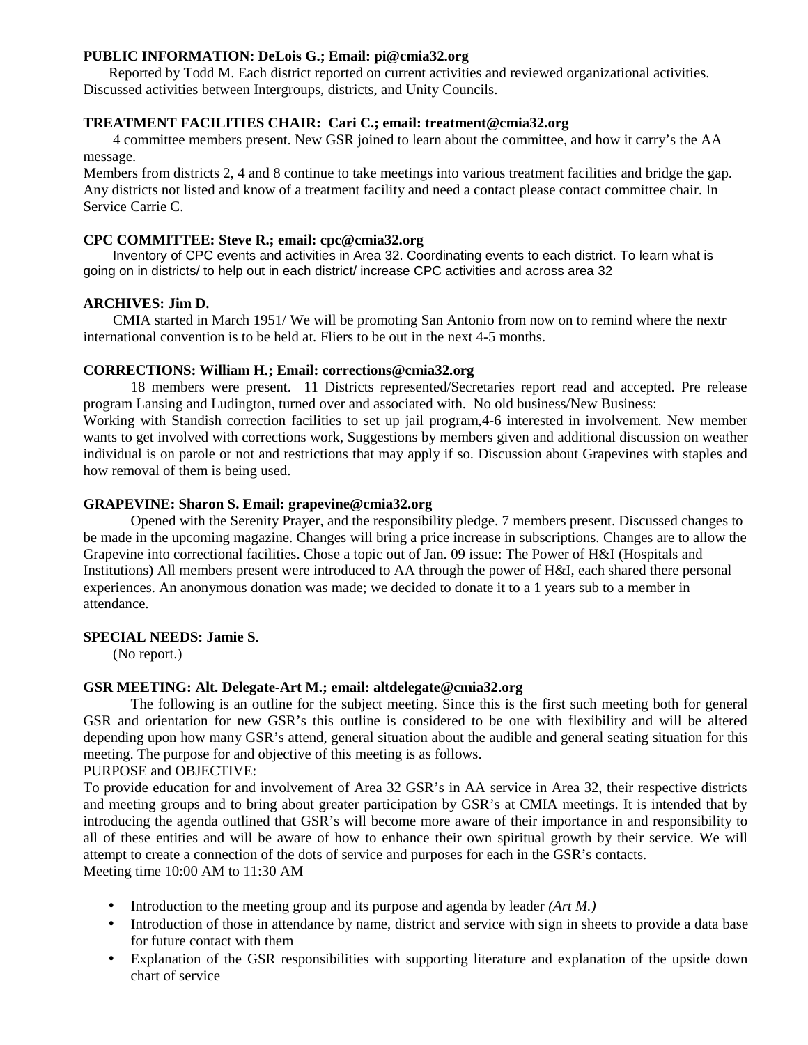**PUBLIC INFORMATION: DeLois G.; Email: pi@cmia32.org**

Reported by Todd M. Each district reported on current activities and reviewed organizational activities. Discussed activities between Intergroups, districts, and Unity Councils.

**TREATMENT FACILITIES CHAIR: Cari C.; email: treatment@cmia32.org**

4 committee members present. New GSR joined to learn about the committee, and how it carry's the AA message.
Members from districts 2, 4 and 8 continue to take meetings into various treatment facilities and bridge the gap. Any districts not listed and know of a treatment facility and need a contact please contact committee chair. In Service Carrie C.

**CPC COMMITTEE: Steve R.; email: cpc@cmia32.org**

Inventory of CPC events and activities in Area 32. Coordinating events to each district. To learn what is going on in districts/ to help out in each district/ increase CPC activities and across area 32

**ARCHIVES: Jim D.**

CMIA started in March 1951/ We will be promoting San Antonio from now on to remind where the nextr international convention is to be held at. Fliers to be out in the next 4-5 months.

**CORRECTIONS: William H.; Email: corrections@cmia32.org**

18 members were present. 11 Districts represented/Secretaries report read and accepted. Pre release program Lansing and Ludington, turned over and associated with. No old business/New Business:
Working with Standish correction facilities to set up jail program,4-6 interested in involvement. New member wants to get involved with corrections work, Suggestions by members given and additional discussion on weather individual is on parole or not and restrictions that may apply if so. Discussion about Grapevines with staples and how removal of them is being used.

**GRAPEVINE: Sharon S. Email: grapevine@cmia32.org**

Opened with the Serenity Prayer, and the responsibility pledge. 7 members present. Discussed changes to be made in the upcoming magazine. Changes will bring a price increase in subscriptions. Changes are to allow the Grapevine into correctional facilities. Chose a topic out of Jan. 09 issue: The Power of H&I (Hospitals and Institutions) All members present were introduced to AA through the power of H&I, each shared there personal experiences. An anonymous donation was made; we decided to donate it to a 1 years sub to a member in attendance.

**SPECIAL NEEDS: Jamie S.**

(No report.)

**GSR MEETING: Alt. Delegate-Art M.; email: altdelegate@cmia32.org**

The following is an outline for the subject meeting. Since this is the first such meeting both for general GSR and orientation for new GSR's this outline is considered to be one with flexibility and will be altered depending upon how many GSR's attend, general situation about the audible and general seating situation for this meeting. The purpose for and objective of this meeting is as follows.

PURPOSE and OBJECTIVE:

To provide education for and involvement of Area 32 GSR's in AA service in Area 32, their respective districts and meeting groups and to bring about greater participation by GSR's at CMIA meetings. It is intended that by introducing the agenda outlined that GSR's will become more aware of their importance in and responsibility to all of these entities and will be aware of how to enhance their own spiritual growth by their service. We will attempt to create a connection of the dots of service and purposes for each in the GSR's contacts.

Meeting time 10:00 AM to 11:30 AM

- Introduction to the meeting group and its purpose and agenda by leader *(Art M.)*
- Introduction of those in attendance by name, district and service with sign in sheets to provide a data base for future contact with them
- Explanation of the GSR responsibilities with supporting literature and explanation of the upside down chart of service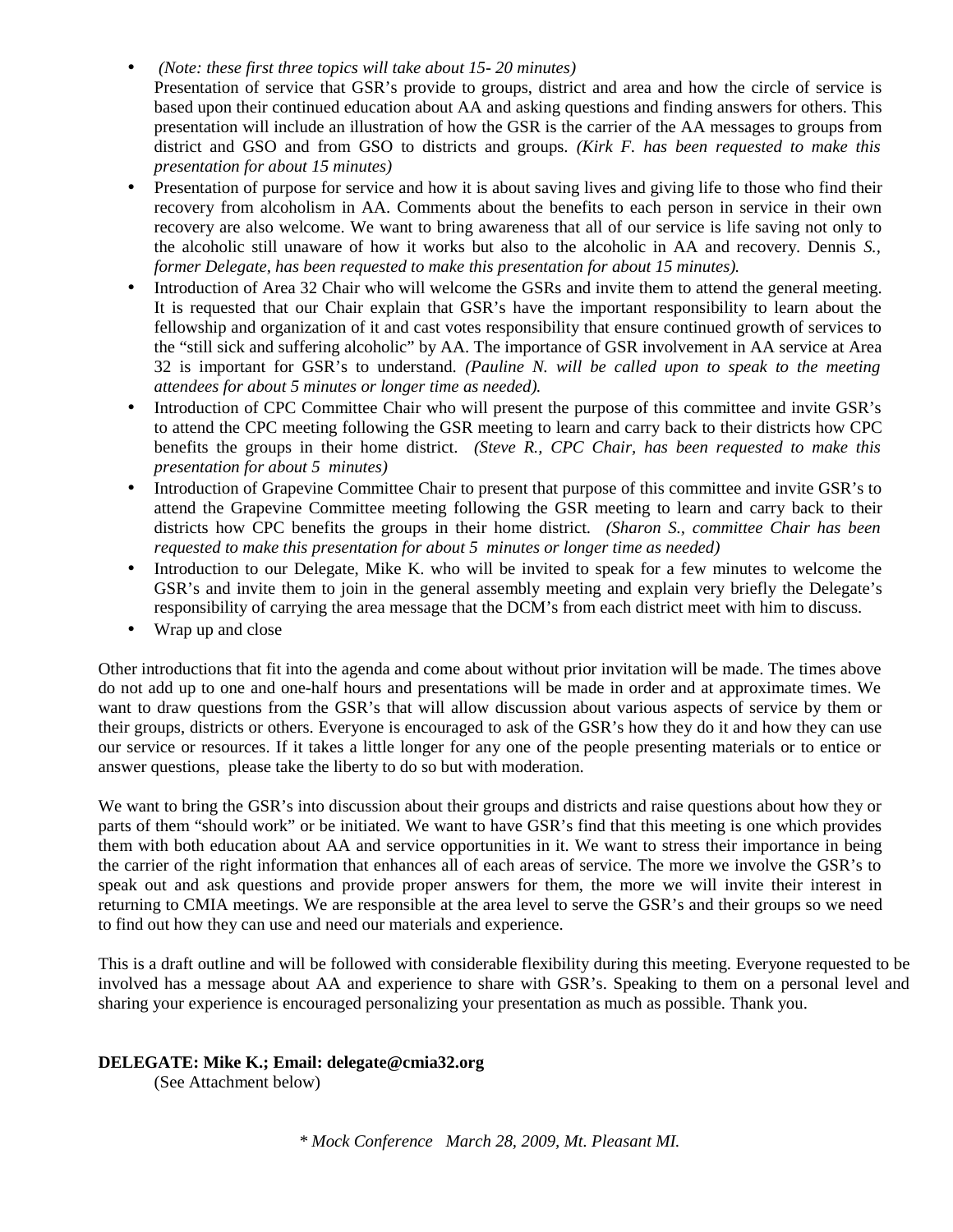- *(Note: these first three topics will take about 15- 20 minutes)*
  Presentation of service that GSR's provide to groups, district and area and how the circle of service is based upon their continued education about AA and asking questions and finding answers for others. This presentation will include an illustration of how the GSR is the carrier of the AA messages to groups from district and GSO and from GSO to districts and groups. *(Kirk F. has been requested to make this presentation for about 15 minutes)*
- Presentation of purpose for service and how it is about saving lives and giving life to those who find their recovery from alcoholism in AA. Comments about the benefits to each person in service in their own recovery are also welcome. We want to bring awareness that all of our service is life saving not only to the alcoholic still unaware of how it works but also to the alcoholic in AA and recovery. Dennis *S., former Delegate, has been requested to make this presentation for about 15 minutes).*
- Introduction of Area 32 Chair who will welcome the GSRs and invite them to attend the general meeting. It is requested that our Chair explain that GSR's have the important responsibility to learn about the fellowship and organization of it and cast votes responsibility that ensure continued growth of services to the "still sick and suffering alcoholic" by AA. The importance of GSR involvement in AA service at Area 32 is important for GSR's to understand. *(Pauline N. will be called upon to speak to the meeting attendees for about 5 minutes or longer time as needed).*
- Introduction of CPC Committee Chair who will present the purpose of this committee and invite GSR's to attend the CPC meeting following the GSR meeting to learn and carry back to their districts how CPC benefits the groups in their home district. *(Steve R., CPC Chair, has been requested to make this presentation for about 5 minutes)*
- Introduction of Grapevine Committee Chair to present that purpose of this committee and invite GSR's to attend the Grapevine Committee meeting following the GSR meeting to learn and carry back to their districts how CPC benefits the groups in their home district. *(Sharon S., committee Chair has been requested to make this presentation for about 5 minutes or longer time as needed)*
- Introduction to our Delegate, Mike K. who will be invited to speak for a few minutes to welcome the GSR's and invite them to join in the general assembly meeting and explain very briefly the Delegate's responsibility of carrying the area message that the DCM's from each district meet with him to discuss.
- Wrap up and close

Other introductions that fit into the agenda and come about without prior invitation will be made. The times above do not add up to one and one-half hours and presentations will be made in order and at approximate times. We want to draw questions from the GSR's that will allow discussion about various aspects of service by them or their groups, districts or others. Everyone is encouraged to ask of the GSR's how they do it and how they can use our service or resources. If it takes a little longer for any one of the people presenting materials or to entice or answer questions, please take the liberty to do so but with moderation.

We want to bring the GSR's into discussion about their groups and districts and raise questions about how they or parts of them "should work" or be initiated. We want to have GSR's find that this meeting is one which provides them with both education about AA and service opportunities in it. We want to stress their importance in being the carrier of the right information that enhances all of each areas of service. The more we involve the GSR's to speak out and ask questions and provide proper answers for them, the more we will invite their interest in returning to CMIA meetings. We are responsible at the area level to serve the GSR's and their groups so we need to find out how they can use and need our materials and experience.

This is a draft outline and will be followed with considerable flexibility during this meeting. Everyone requested to be involved has a message about AA and experience to share with GSR's. Speaking to them on a personal level and sharing your experience is encouraged personalizing your presentation as much as possible. Thank you.

**DELEGATE: Mike K.; Email: delegate@cmia32.org**

(See Attachment below)

*\* Mock Conference March 28, 2009, Mt. Pleasant MI.*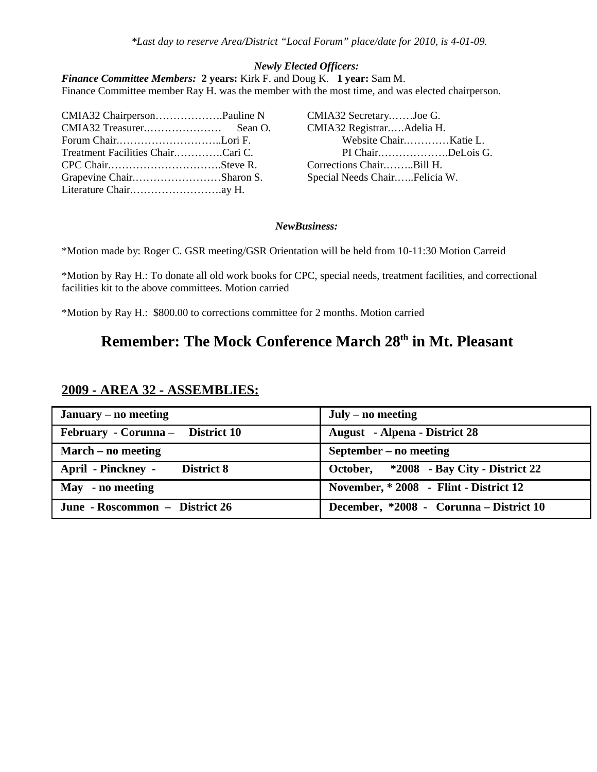*\*Last day to reserve Area/District "Local Forum" place/date for 2010, is 4-01-09.*

***Newly Elected Officers:***

***Finance Committee Members:*** **2 years:** Kirk F. and Doug K. **1 year:** Sam M.
Finance Committee member Ray H. was the member with the most time, and was elected chairperson.

CMIA32 Chairperson……………….Pauline N
CMIA32 Treasurer.………………… Sean O.
Forum Chair………………………..Lori F.
Treatment Facilities Chair………….Cari C.
CPC Chair…………………………..Steve R.
Grapevine Chair…………………….Sharon S.
Literature Chair…………………….ay H.

CMIA32 Secretary.……Joe G.
CMIA32 Registrar.….Adelia H.
Website Chair.…………Katie L.
PI Chair.……………….DeLois G.
Corrections Chair.……..Bill H.
Special Needs Chair.…..Felicia W.

***NewBusiness:***

*Motion made by: Roger C. GSR meeting/GSR Orientation will be held from 10-11:30 Motion Carreid

*Motion by Ray H.: To donate all old work books for CPC, special needs, treatment facilities, and correctional facilities kit to the above committees. Motion carried

*Motion by Ray H.: $800.00 to corrections committee for 2 months. Motion carried

## Remember: The Mock Conference March 28th in Mt. Pleasant

## 2009 - AREA 32 - ASSEMBLIES:

| | |
|---|---|
| **January – no meeting** | **July – no meeting** |
| **February - Corunna – District 10** | **August - Alpena - District 28** |
| **March – no meeting** | **September – no meeting** |
| **April - Pinckney - District 8** | **October, *2008 - Bay City - District 22** |
| **May - no meeting** | **November, * 2008 - Flint - District 12** |
| **June - Roscommon – District 26** | **December, *2008 - Corunna – District 10** |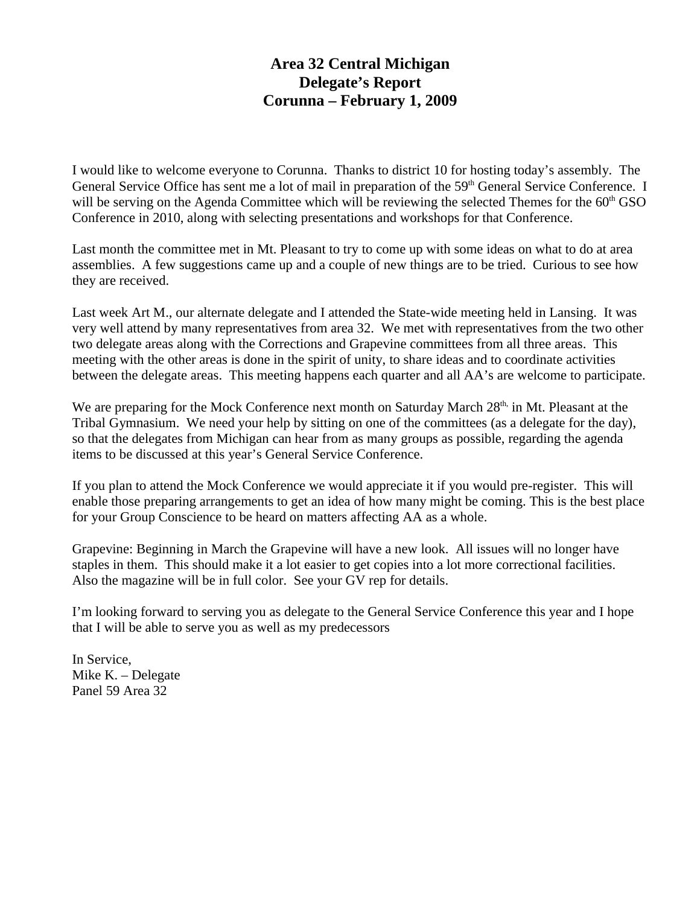# Area 32 Central Michigan
# Delegate's Report
# Corunna – February 1, 2009

I would like to welcome everyone to Corunna. Thanks to district 10 for hosting today's assembly. The General Service Office has sent me a lot of mail in preparation of the 59th General Service Conference. I will be serving on the Agenda Committee which will be reviewing the selected Themes for the 60th GSO Conference in 2010, along with selecting presentations and workshops for that Conference.

Last month the committee met in Mt. Pleasant to try to come up with some ideas on what to do at area assemblies. A few suggestions came up and a couple of new things are to be tried. Curious to see how they are received.

Last week Art M., our alternate delegate and I attended the State-wide meeting held in Lansing. It was very well attend by many representatives from area 32. We met with representatives from the two other two delegate areas along with the Corrections and Grapevine committees from all three areas. This meeting with the other areas is done in the spirit of unity, to share ideas and to coordinate activities between the delegate areas. This meeting happens each quarter and all AA's are welcome to participate.

We are preparing for the Mock Conference next month on Saturday March 28th, in Mt. Pleasant at the Tribal Gymnasium. We need your help by sitting on one of the committees (as a delegate for the day), so that the delegates from Michigan can hear from as many groups as possible, regarding the agenda items to be discussed at this year's General Service Conference.

If you plan to attend the Mock Conference we would appreciate it if you would pre-register. This will enable those preparing arrangements to get an idea of how many might be coming. This is the best place for your Group Conscience to be heard on matters affecting AA as a whole.

Grapevine: Beginning in March the Grapevine will have a new look. All issues will no longer have staples in them. This should make it a lot easier to get copies into a lot more correctional facilities. Also the magazine will be in full color. See your GV rep for details.

I'm looking forward to serving you as delegate to the General Service Conference this year and I hope that I will be able to serve you as well as my predecessors

In Service,
Mike K. – Delegate
Panel 59 Area 32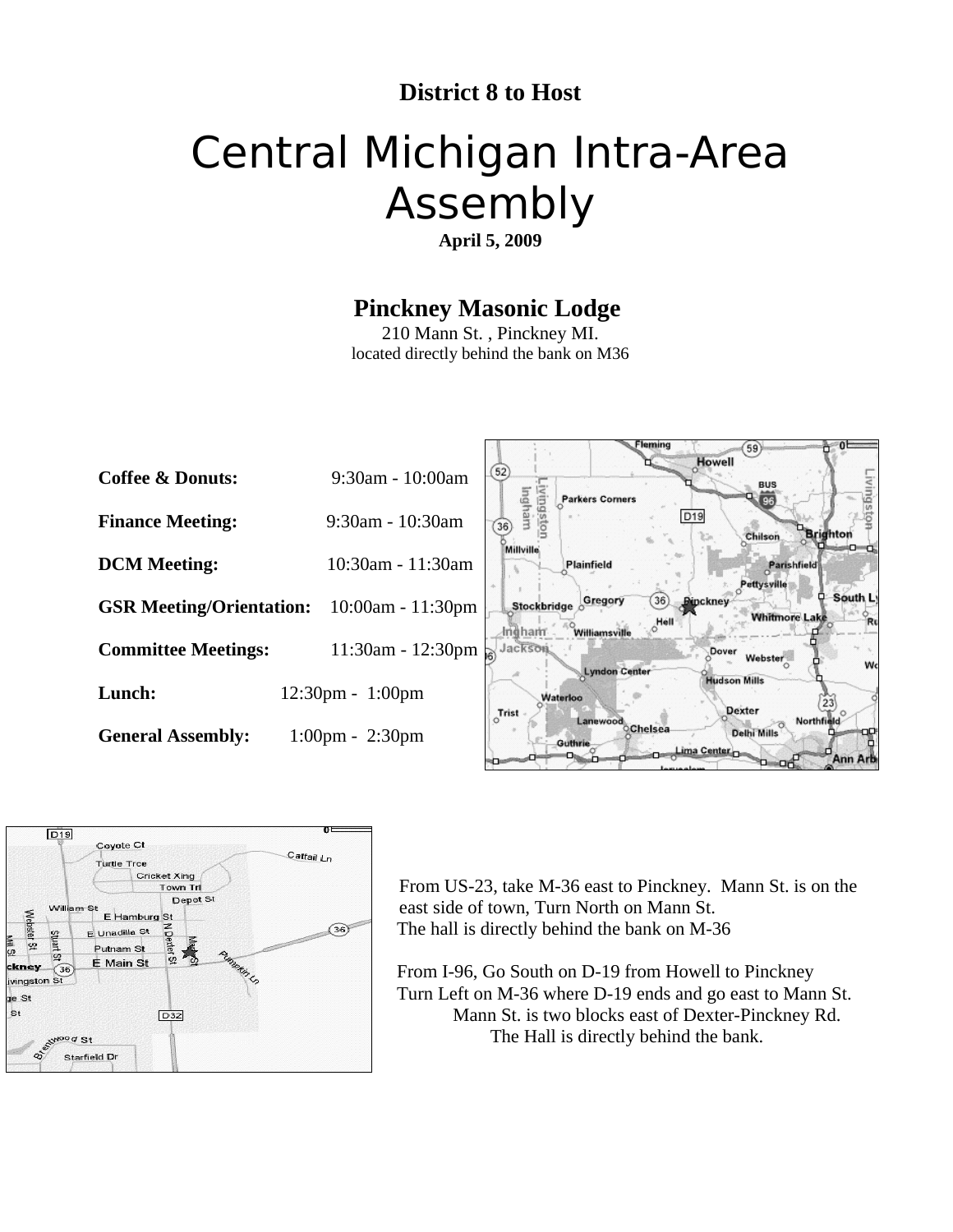**District 8 to Host**

# Central Michigan Intra-Area Assembly

**April 5, 2009**

## Pinckney Masonic Lodge

210 Mann St. , Pinckney MI.
located directly behind the bank on M36

| | |
|---|---|
| **Coffee & Donuts:** | 9:30am - 10:00am |
| **Finance Meeting:** | 9:30am - 10:30am |
| **DCM Meeting:** | 10:30am - 11:30am |
| **GSR Meeting/Orientation:** | 10:00am - 11:30pm |
| **Committee Meetings:** | 11:30am - 12:30pm |
| **Lunch:** | 12:30pm - 1:00pm |
| **General Assembly:** | 1:00pm - 2:30pm |

From US-23, take M-36 east to Pinckney. Mann St. is on the east side of town, Turn North on Mann St.
The hall is directly behind the bank on M-36

From I-96, Go South on D-19 from Howell to Pinckney
Turn Left on M-36 where D-19 ends and go east to Mann St.
Mann St. is two blocks east of Dexter-Pinckney Rd.
The Hall is directly behind the bank.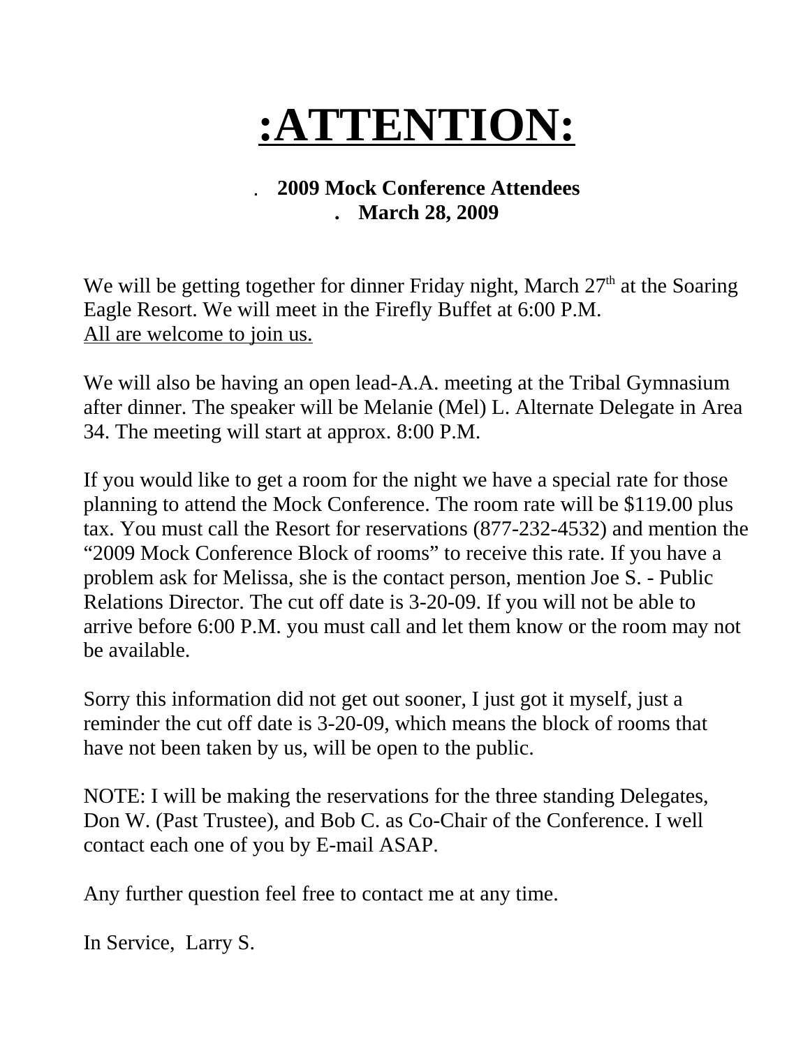# :ATTENTION:

. **2009 Mock Conference Attendees**
. **March 28, 2009**

We will be getting together for dinner Friday night, March 27th at the Soaring Eagle Resort. We will meet in the Firefly Buffet at 6:00 P.M.
All are welcome to join us.

We will also be having an open lead-A.A. meeting at the Tribal Gymnasium after dinner. The speaker will be Melanie (Mel) L. Alternate Delegate in Area 34. The meeting will start at approx. 8:00 P.M.

If you would like to get a room for the night we have a special rate for those planning to attend the Mock Conference. The room rate will be $119.00 plus tax. You must call the Resort for reservations (877-232-4532) and mention the "2009 Mock Conference Block of rooms" to receive this rate. If you have a problem ask for Melissa, she is the contact person, mention Joe S. - Public Relations Director. The cut off date is 3-20-09. If you will not be able to arrive before 6:00 P.M. you must call and let them know or the room may not be available.

Sorry this information did not get out sooner, I just got it myself, just a reminder the cut off date is 3-20-09, which means the block of rooms that have not been taken by us, will be open to the public.

NOTE: I will be making the reservations for the three standing Delegates, Don W. (Past Trustee), and Bob C. as Co-Chair of the Conference. I well contact each one of you by E-mail ASAP.

Any further question feel free to contact me at any time.

In Service, Larry S.